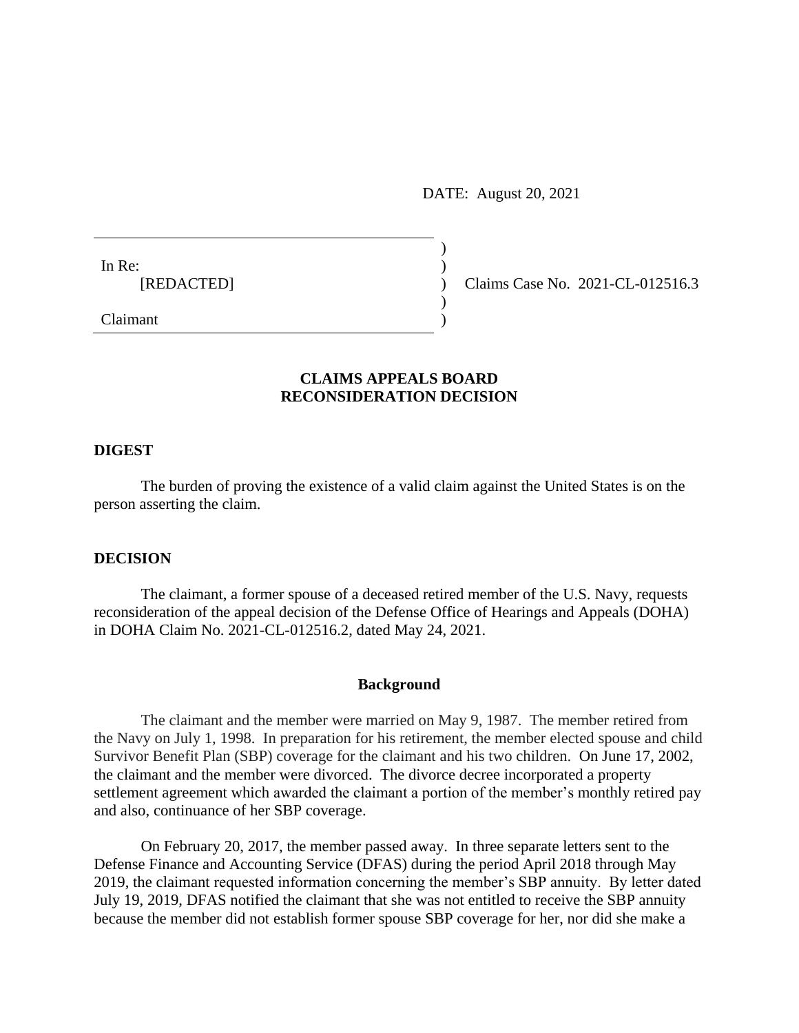DATE: August 20, 2021

In Re:
[REDACTED]

Claimant

Claims Case No. 2021-CL-012516.3

## CLAIMS APPEALS BOARD
## RECONSIDERATION DECISION

### DIGEST

The burden of proving the existence of a valid claim against the United States is on the person asserting the claim.

### DECISION

The claimant, a former spouse of a deceased retired member of the U.S. Navy, requests reconsideration of the appeal decision of the Defense Office of Hearings and Appeals (DOHA) in DOHA Claim No. 2021-CL-012516.2, dated May 24, 2021.

### Background

The claimant and the member were married on May 9, 1987. The member retired from the Navy on July 1, 1998. In preparation for his retirement, the member elected spouse and child Survivor Benefit Plan (SBP) coverage for the claimant and his two children. On June 17, 2002, the claimant and the member were divorced. The divorce decree incorporated a property settlement agreement which awarded the claimant a portion of the member's monthly retired pay and also, continuance of her SBP coverage.

On February 20, 2017, the member passed away. In three separate letters sent to the Defense Finance and Accounting Service (DFAS) during the period April 2018 through May 2019, the claimant requested information concerning the member's SBP annuity. By letter dated July 19, 2019, DFAS notified the claimant that she was not entitled to receive the SBP annuity because the member did not establish former spouse SBP coverage for her, nor did she make a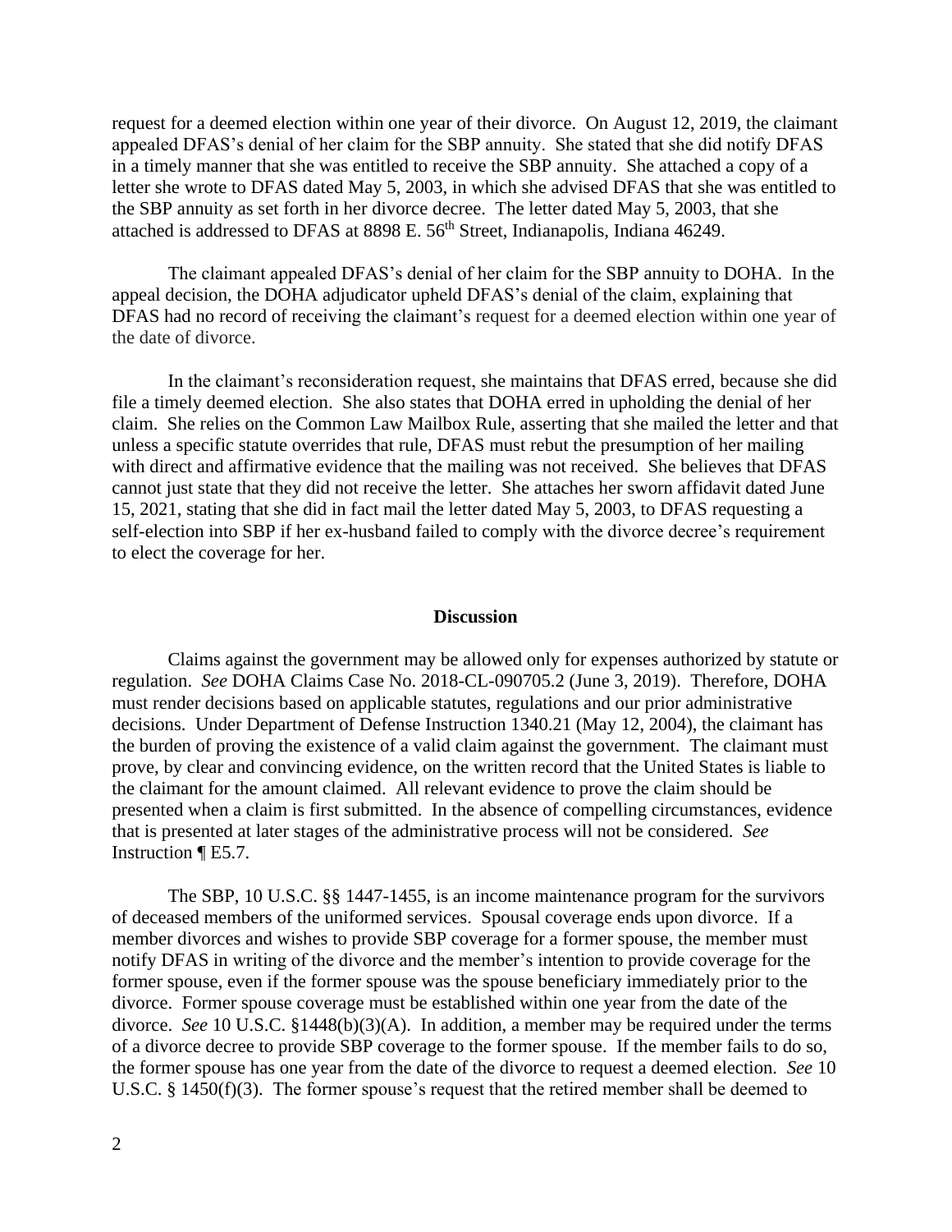request for a deemed election within one year of their divorce. On August 12, 2019, the claimant appealed DFAS's denial of her claim for the SBP annuity. She stated that she did notify DFAS in a timely manner that she was entitled to receive the SBP annuity. She attached a copy of a letter she wrote to DFAS dated May 5, 2003, in which she advised DFAS that she was entitled to the SBP annuity as set forth in her divorce decree. The letter dated May 5, 2003, that she attached is addressed to DFAS at 8898 E. 56th Street, Indianapolis, Indiana 46249.

The claimant appealed DFAS's denial of her claim for the SBP annuity to DOHA. In the appeal decision, the DOHA adjudicator upheld DFAS's denial of the claim, explaining that DFAS had no record of receiving the claimant's request for a deemed election within one year of the date of divorce.

In the claimant's reconsideration request, she maintains that DFAS erred, because she did file a timely deemed election. She also states that DOHA erred in upholding the denial of her claim. She relies on the Common Law Mailbox Rule, asserting that she mailed the letter and that unless a specific statute overrides that rule, DFAS must rebut the presumption of her mailing with direct and affirmative evidence that the mailing was not received. She believes that DFAS cannot just state that they did not receive the letter. She attaches her sworn affidavit dated June 15, 2021, stating that she did in fact mail the letter dated May 5, 2003, to DFAS requesting a self-election into SBP if her ex-husband failed to comply with the divorce decree's requirement to elect the coverage for her.

## Discussion

Claims against the government may be allowed only for expenses authorized by statute or regulation. *See* DOHA Claims Case No. 2018-CL-090705.2 (June 3, 2019). Therefore, DOHA must render decisions based on applicable statutes, regulations and our prior administrative decisions. Under Department of Defense Instruction 1340.21 (May 12, 2004), the claimant has the burden of proving the existence of a valid claim against the government. The claimant must prove, by clear and convincing evidence, on the written record that the United States is liable to the claimant for the amount claimed. All relevant evidence to prove the claim should be presented when a claim is first submitted. In the absence of compelling circumstances, evidence that is presented at later stages of the administrative process will not be considered. *See* Instruction ¶ E5.7.

The SBP, 10 U.S.C. §§ 1447-1455, is an income maintenance program for the survivors of deceased members of the uniformed services. Spousal coverage ends upon divorce. If a member divorces and wishes to provide SBP coverage for a former spouse, the member must notify DFAS in writing of the divorce and the member's intention to provide coverage for the former spouse, even if the former spouse was the spouse beneficiary immediately prior to the divorce. Former spouse coverage must be established within one year from the date of the divorce. *See* 10 U.S.C. §1448(b)(3)(A). In addition, a member may be required under the terms of a divorce decree to provide SBP coverage to the former spouse. If the member fails to do so, the former spouse has one year from the date of the divorce to request a deemed election. *See* 10 U.S.C. § 1450(f)(3). The former spouse's request that the retired member shall be deemed to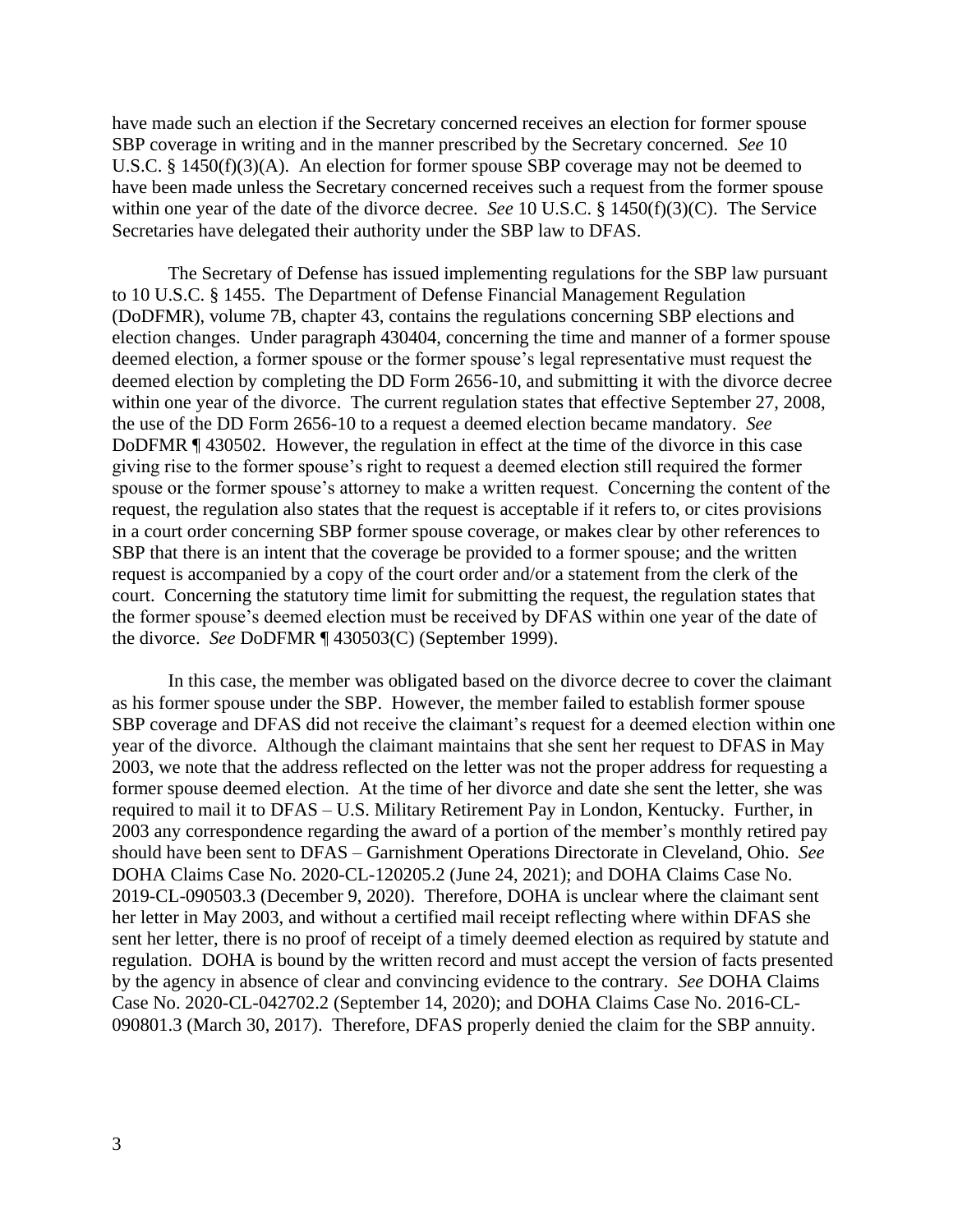have made such an election if the Secretary concerned receives an election for former spouse SBP coverage in writing and in the manner prescribed by the Secretary concerned. *See* 10 U.S.C. § 1450(f)(3)(A). An election for former spouse SBP coverage may not be deemed to have been made unless the Secretary concerned receives such a request from the former spouse within one year of the date of the divorce decree. *See* 10 U.S.C. § 1450(f)(3)(C). The Service Secretaries have delegated their authority under the SBP law to DFAS.

The Secretary of Defense has issued implementing regulations for the SBP law pursuant to 10 U.S.C. § 1455. The Department of Defense Financial Management Regulation (DoDFMR), volume 7B, chapter 43, contains the regulations concerning SBP elections and election changes. Under paragraph 430404, concerning the time and manner of a former spouse deemed election, a former spouse or the former spouse's legal representative must request the deemed election by completing the DD Form 2656-10, and submitting it with the divorce decree within one year of the divorce. The current regulation states that effective September 27, 2008, the use of the DD Form 2656-10 to a request a deemed election became mandatory. *See* DoDFMR ¶ 430502. However, the regulation in effect at the time of the divorce in this case giving rise to the former spouse's right to request a deemed election still required the former spouse or the former spouse's attorney to make a written request. Concerning the content of the request, the regulation also states that the request is acceptable if it refers to, or cites provisions in a court order concerning SBP former spouse coverage, or makes clear by other references to SBP that there is an intent that the coverage be provided to a former spouse; and the written request is accompanied by a copy of the court order and/or a statement from the clerk of the court. Concerning the statutory time limit for submitting the request, the regulation states that the former spouse's deemed election must be received by DFAS within one year of the date of the divorce. *See* DoDFMR ¶ 430503(C) (September 1999).

In this case, the member was obligated based on the divorce decree to cover the claimant as his former spouse under the SBP. However, the member failed to establish former spouse SBP coverage and DFAS did not receive the claimant's request for a deemed election within one year of the divorce. Although the claimant maintains that she sent her request to DFAS in May 2003, we note that the address reflected on the letter was not the proper address for requesting a former spouse deemed election. At the time of her divorce and date she sent the letter, she was required to mail it to DFAS – U.S. Military Retirement Pay in London, Kentucky. Further, in 2003 any correspondence regarding the award of a portion of the member's monthly retired pay should have been sent to DFAS – Garnishment Operations Directorate in Cleveland, Ohio. *See* DOHA Claims Case No. 2020-CL-120205.2 (June 24, 2021); and DOHA Claims Case No. 2019-CL-090503.3 (December 9, 2020). Therefore, DOHA is unclear where the claimant sent her letter in May 2003, and without a certified mail receipt reflecting where within DFAS she sent her letter, there is no proof of receipt of a timely deemed election as required by statute and regulation. DOHA is bound by the written record and must accept the version of facts presented by the agency in absence of clear and convincing evidence to the contrary. *See* DOHA Claims Case No. 2020-CL-042702.2 (September 14, 2020); and DOHA Claims Case No. 2016-CL-090801.3 (March 30, 2017). Therefore, DFAS properly denied the claim for the SBP annuity.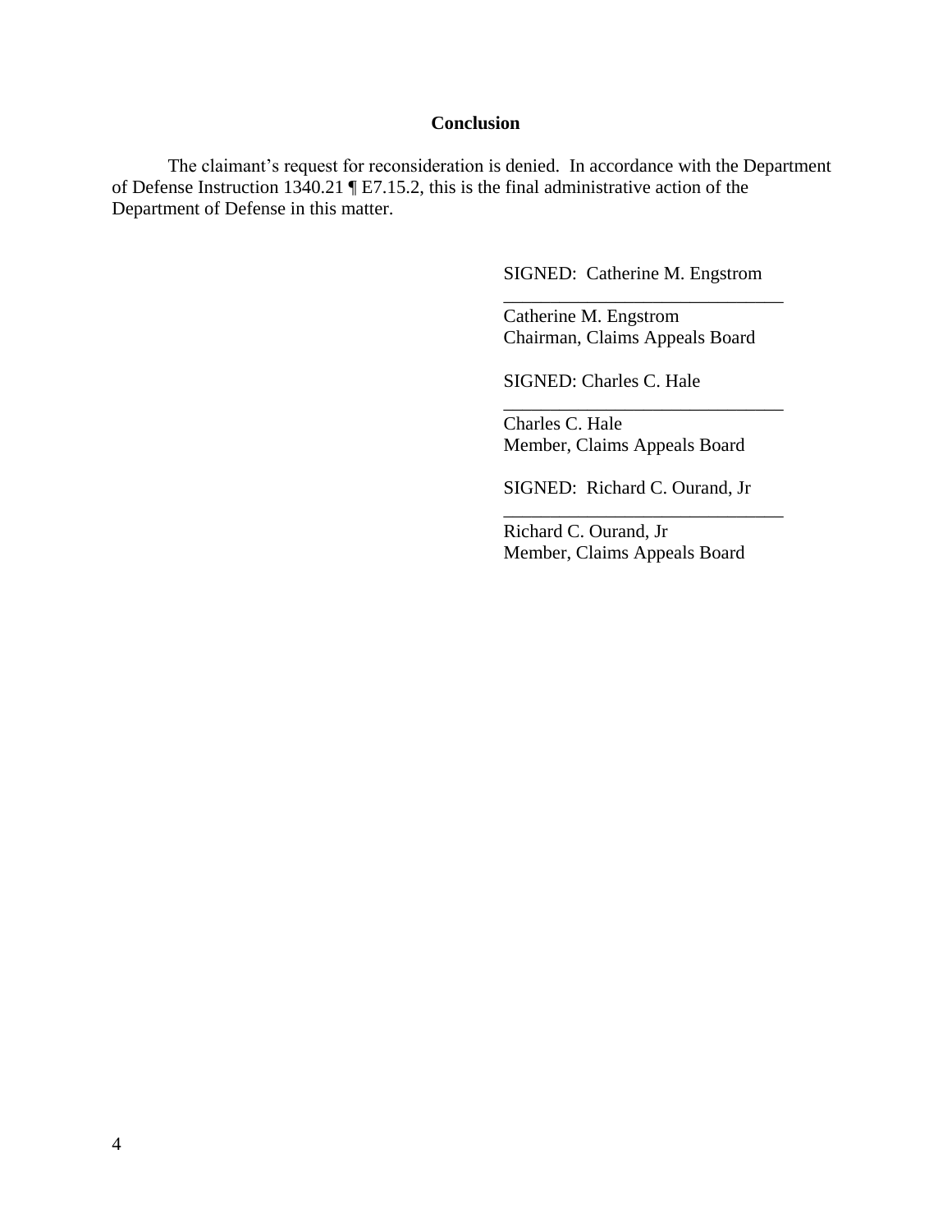**Conclusion**

The claimant's request for reconsideration is denied. In accordance with the Department of Defense Instruction 1340.21 ¶ E7.15.2, this is the final administrative action of the Department of Defense in this matter.

SIGNED: Catherine M. Engstrom

______________________________

Catherine M. Engstrom
Chairman, Claims Appeals Board

SIGNED: Charles C. Hale

______________________________

Charles C. Hale
Member, Claims Appeals Board

SIGNED: Richard C. Ourand, Jr

______________________________

Richard C. Ourand, Jr
Member, Claims Appeals Board